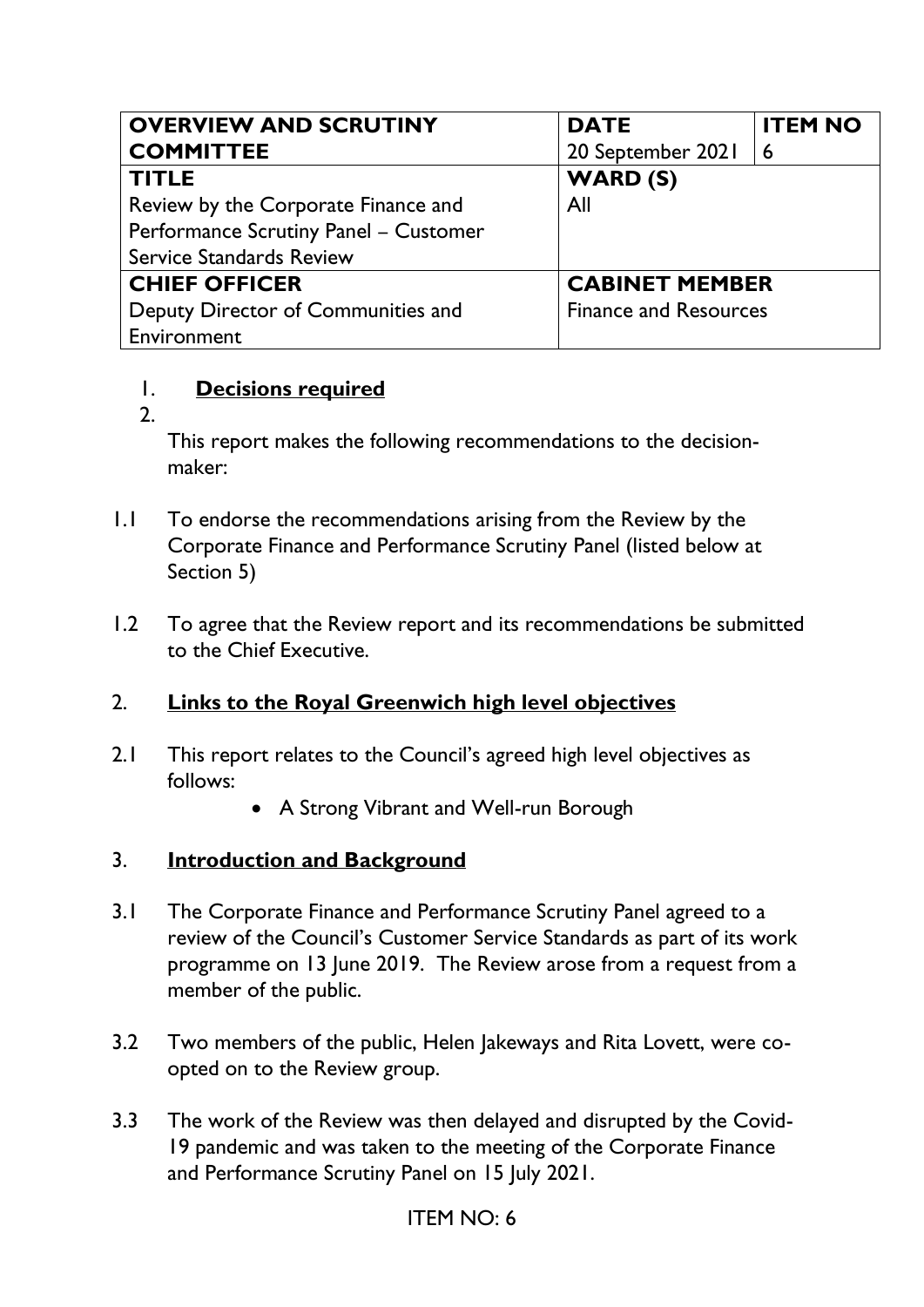| OVERVIEW AND SCRUTINY COMMITTEE | DATE<br>20 September 2021 | ITEM NO<br>6 |
|---|---|---|
| **TITLE**<br>Review by the Corporate Finance and Performance Scrutiny Panel – Customer Service Standards Review | **WARD (S)**<br>All | |
| **CHIEF OFFICER**<br>Deputy Director of Communities and Environment | **CABINET MEMBER**<br>Finance and Resources | |

1. **Decisions required**
2. 

This report makes the following recommendations to the decision-maker:

1.1 To endorse the recommendations arising from the Review by the Corporate Finance and Performance Scrutiny Panel (listed below at Section 5)

1.2 To agree that the Review report and its recommendations be submitted to the Chief Executive.

## 2. Links to the Royal Greenwich high level objectives

2.1 This report relates to the Council's agreed high level objectives as follows:

- A Strong Vibrant and Well-run Borough

## 3. Introduction and Background

3.1 The Corporate Finance and Performance Scrutiny Panel agreed to a review of the Council's Customer Service Standards as part of its work programme on 13 June 2019. The Review arose from a request from a member of the public.

3.2 Two members of the public, Helen Jakeways and Rita Lovett, were co-opted on to the Review group.

3.3 The work of the Review was then delayed and disrupted by the Covid-19 pandemic and was taken to the meeting of the Corporate Finance and Performance Scrutiny Panel on 15 July 2021.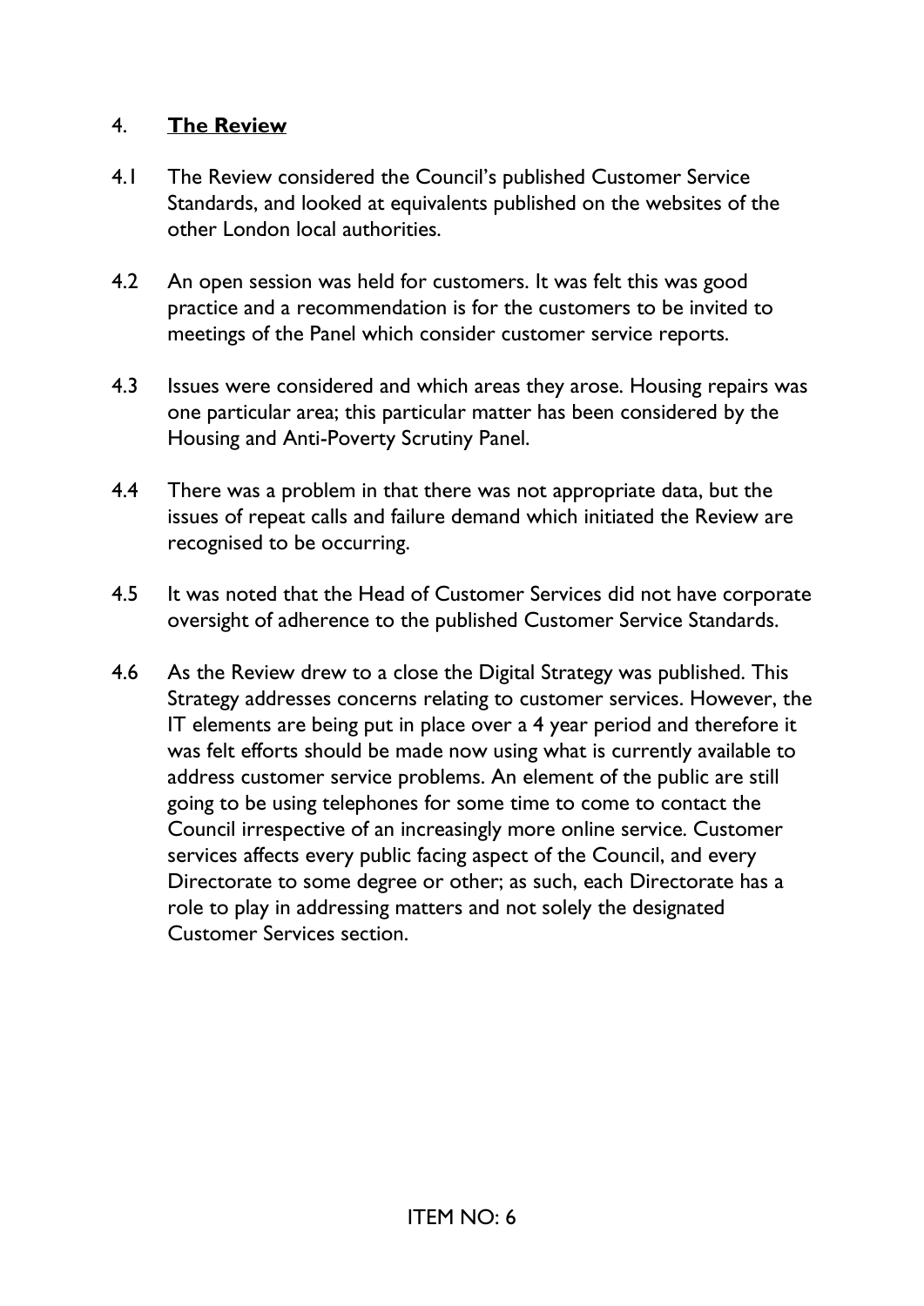## 4. **The Review**

4.1 The Review considered the Council's published Customer Service Standards, and looked at equivalents published on the websites of the other London local authorities.

4.2 An open session was held for customers. It was felt this was good practice and a recommendation is for the customers to be invited to meetings of the Panel which consider customer service reports.

4.3 Issues were considered and which areas they arose. Housing repairs was one particular area; this particular matter has been considered by the Housing and Anti-Poverty Scrutiny Panel.

4.4 There was a problem in that there was not appropriate data, but the issues of repeat calls and failure demand which initiated the Review are recognised to be occurring.

4.5 It was noted that the Head of Customer Services did not have corporate oversight of adherence to the published Customer Service Standards.

4.6 As the Review drew to a close the Digital Strategy was published. This Strategy addresses concerns relating to customer services. However, the IT elements are being put in place over a 4 year period and therefore it was felt efforts should be made now using what is currently available to address customer service problems. An element of the public are still going to be using telephones for some time to come to contact the Council irrespective of an increasingly more online service. Customer services affects every public facing aspect of the Council, and every Directorate to some degree or other; as such, each Directorate has a role to play in addressing matters and not solely the designated Customer Services section.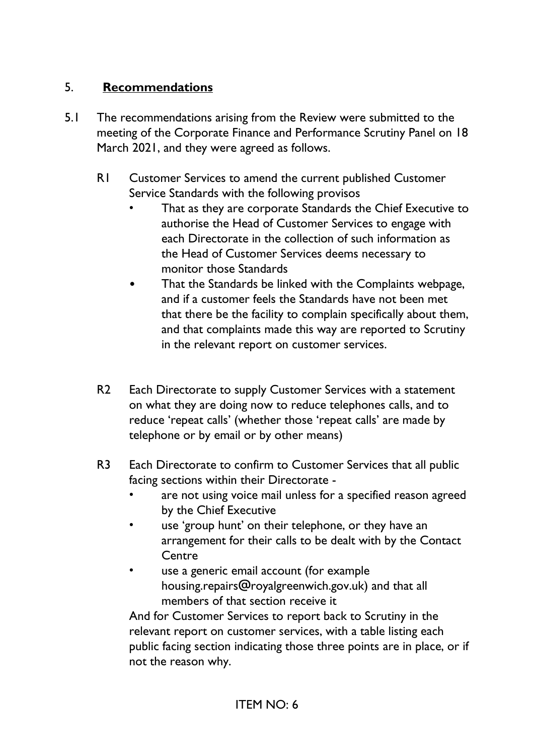## 5. **Recommendations**

5.1 The recommendations arising from the Review were submitted to the meeting of the Corporate Finance and Performance Scrutiny Panel on 18 March 2021, and they were agreed as follows.

R1 Customer Services to amend the current published Customer Service Standards with the following provisos

- That as they are corporate Standards the Chief Executive to authorise the Head of Customer Services to engage with each Directorate in the collection of such information as the Head of Customer Services deems necessary to monitor those Standards
- That the Standards be linked with the Complaints webpage, and if a customer feels the Standards have not been met that there be the facility to complain specifically about them, and that complaints made this way are reported to Scrutiny in the relevant report on customer services.

R2 Each Directorate to supply Customer Services with a statement on what they are doing now to reduce telephones calls, and to reduce 'repeat calls' (whether those 'repeat calls' are made by telephone or by email or by other means)

R3 Each Directorate to confirm to Customer Services that all public facing sections within their Directorate -

- are not using voice mail unless for a specified reason agreed by the Chief Executive
- use 'group hunt' on their telephone, or they have an arrangement for their calls to be dealt with by the Contact Centre
- use a generic email account (for example housing.repairs@royalgreenwich.gov.uk) and that all members of that section receive it

And for Customer Services to report back to Scrutiny in the relevant report on customer services, with a table listing each public facing section indicating those three points are in place, or if not the reason why.

ITEM NO: 6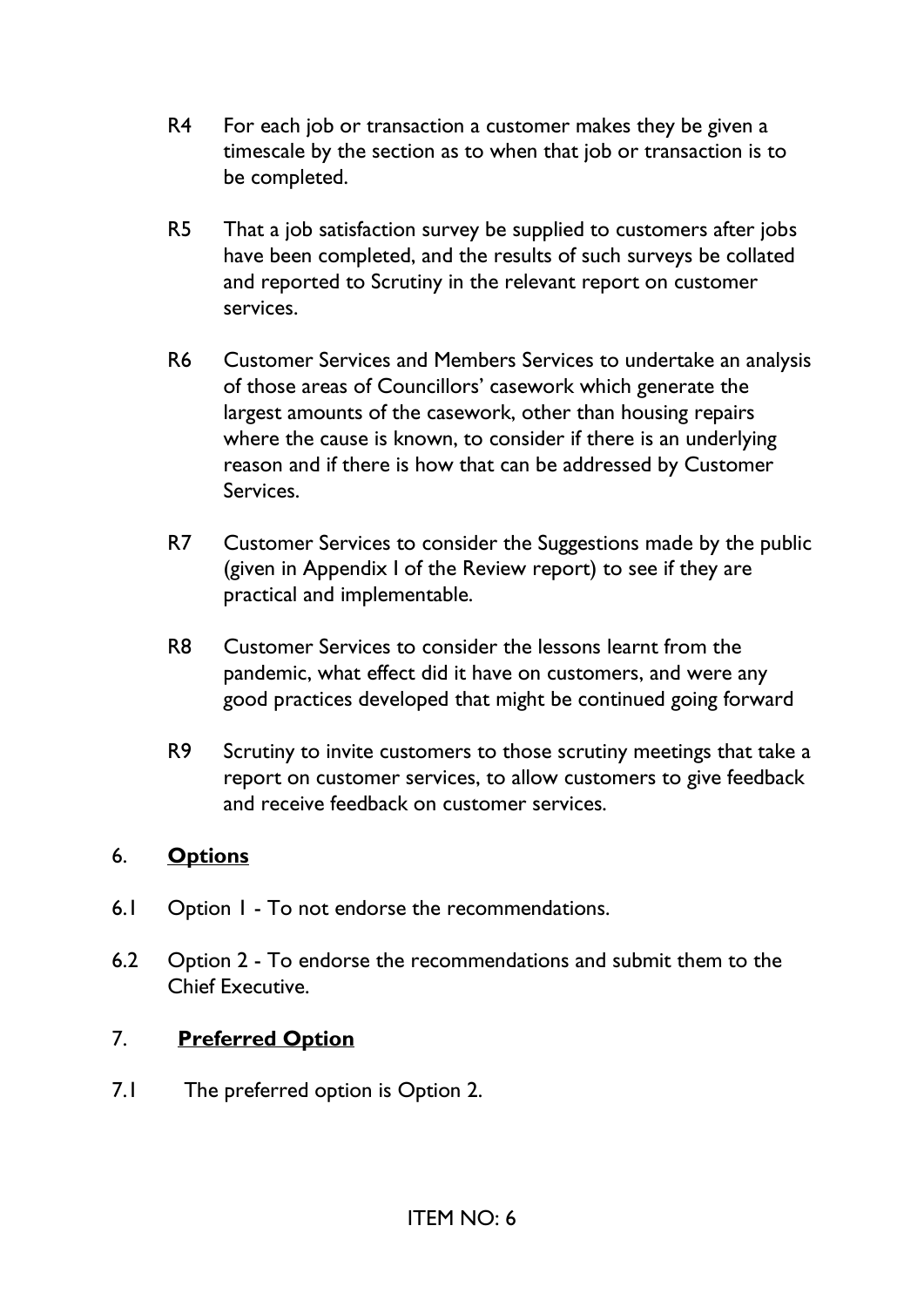R4 For each job or transaction a customer makes they be given a timescale by the section as to when that job or transaction is to be completed.

R5 That a job satisfaction survey be supplied to customers after jobs have been completed, and the results of such surveys be collated and reported to Scrutiny in the relevant report on customer services.

R6 Customer Services and Members Services to undertake an analysis of those areas of Councillors' casework which generate the largest amounts of the casework, other than housing repairs where the cause is known, to consider if there is an underlying reason and if there is how that can be addressed by Customer Services.

R7 Customer Services to consider the Suggestions made by the public (given in Appendix I of the Review report) to see if they are practical and implementable.

R8 Customer Services to consider the lessons learnt from the pandemic, what effect did it have on customers, and were any good practices developed that might be continued going forward

R9 Scrutiny to invite customers to those scrutiny meetings that take a report on customer services, to allow customers to give feedback and receive feedback on customer services.

## 6. **Options**

6.1 Option 1 - To not endorse the recommendations.

6.2 Option 2 - To endorse the recommendations and submit them to the Chief Executive.

## 7. **Preferred Option**

7.1 The preferred option is Option 2.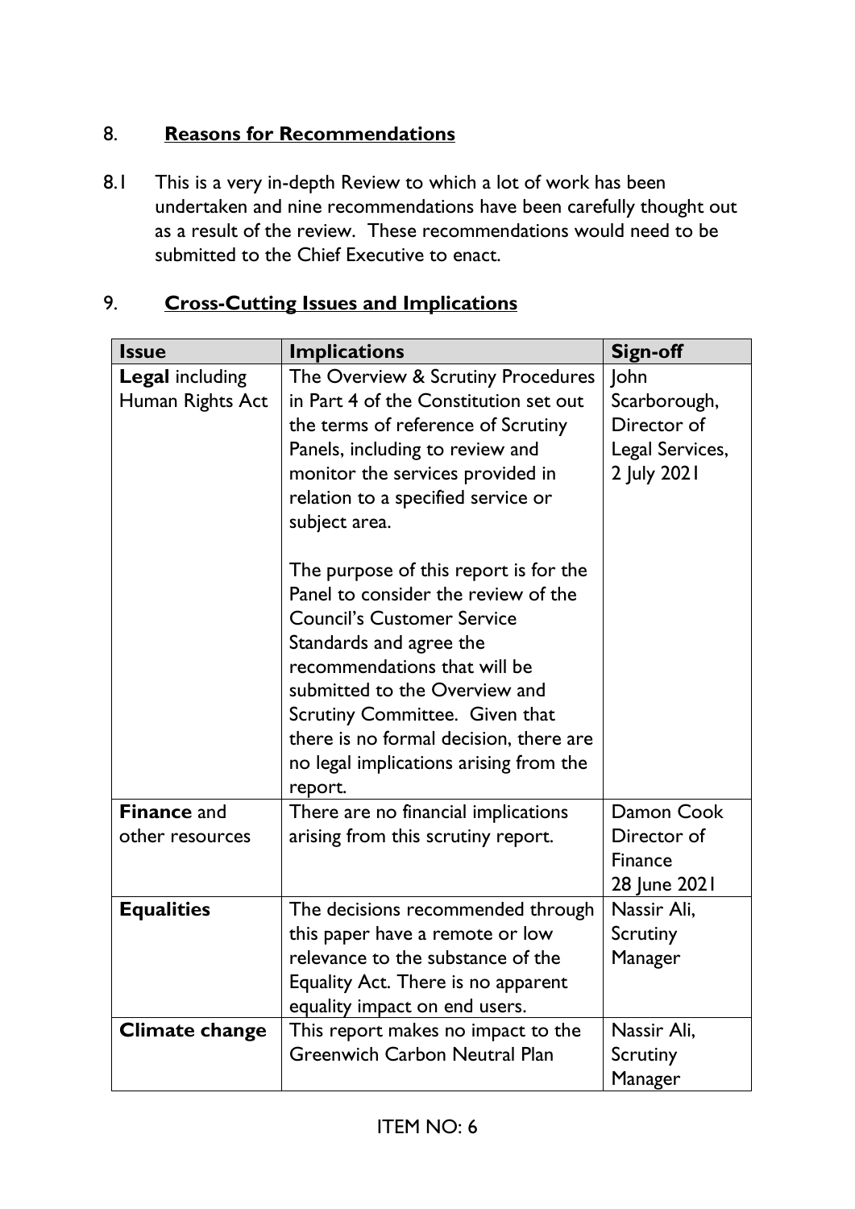## 8. Reasons for Recommendations

8.1 This is a very in-depth Review to which a lot of work has been undertaken and nine recommendations have been carefully thought out as a result of the review. These recommendations would need to be submitted to the Chief Executive to enact.

## 9. Cross-Cutting Issues and Implications

| Issue | Implications | Sign-off |
|---|---|---|
| **Legal** including Human Rights Act | The Overview & Scrutiny Procedures in Part 4 of the Constitution set out the terms of reference of Scrutiny Panels, including to review and monitor the services provided in relation to a specified service or subject area.<br><br>The purpose of this report is for the Panel to consider the review of the Council's Customer Service Standards and agree the recommendations that will be submitted to the Overview and Scrutiny Committee. Given that there is no formal decision, there are no legal implications arising from the report. | John Scarborough, Director of Legal Services, 2 July 2021 |
| **Finance** and other resources | There are no financial implications arising from this scrutiny report. | Damon Cook Director of Finance 28 June 2021 |
| **Equalities** | The decisions recommended through this paper have a remote or low relevance to the substance of the Equality Act. There is no apparent equality impact on end users. | Nassir Ali, Scrutiny Manager |
| **Climate change** | This report makes no impact to the Greenwich Carbon Neutral Plan | Nassir Ali, Scrutiny Manager |

ITEM NO: 6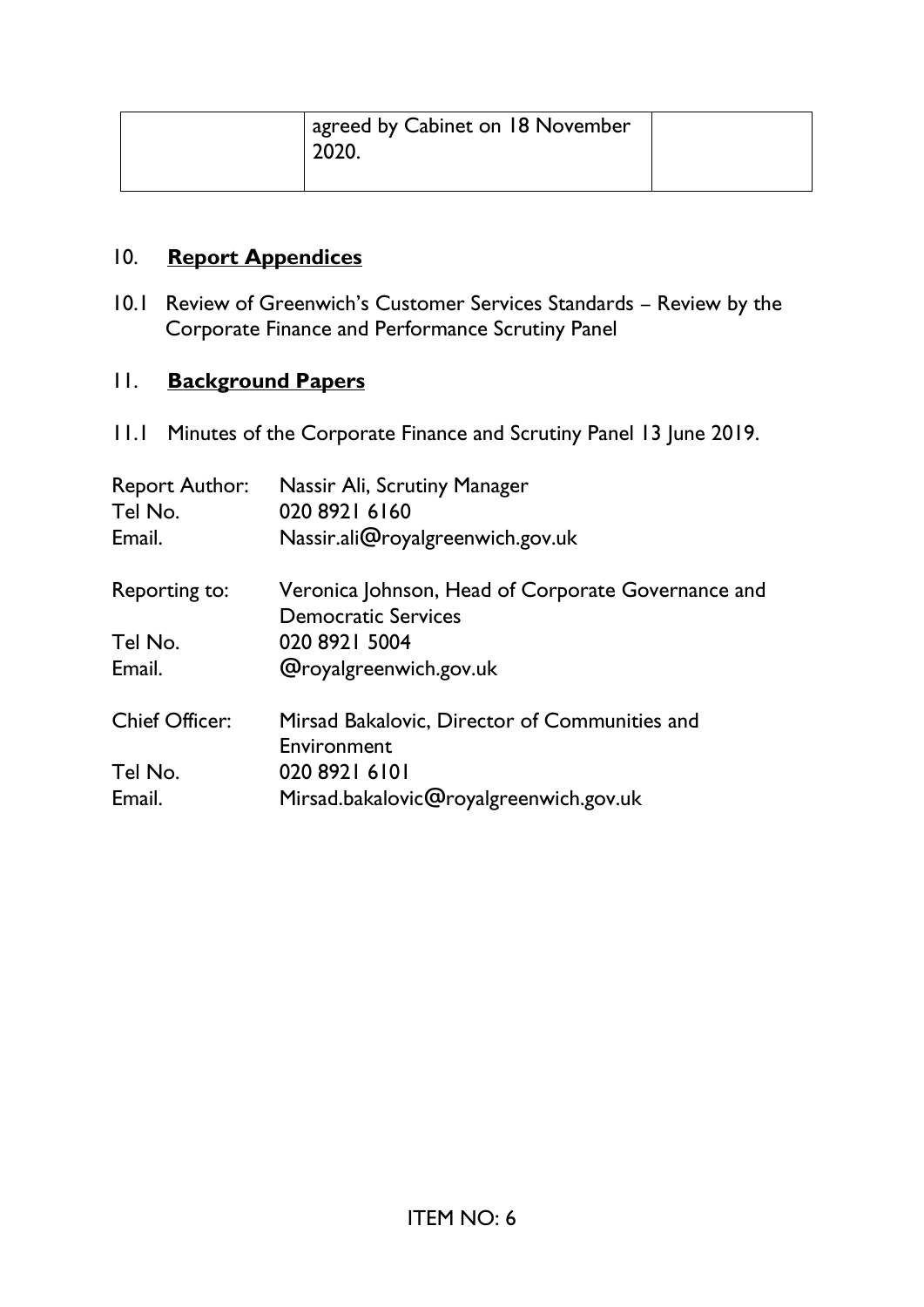| | | |
|---|---|---|
| | agreed by Cabinet on 18 November 2020. | |

## 10. **Report Appendices**

10.1 Review of Greenwich's Customer Services Standards – Review by the Corporate Finance and Performance Scrutiny Panel

## 11. **Background Papers**

11.1 Minutes of the Corporate Finance and Scrutiny Panel 13 June 2019.

Report Author: Nassir Ali, Scrutiny Manager
Tel No. 020 8921 6160
Email. Nassir.ali@royalgreenwich.gov.uk

Reporting to: Veronica Johnson, Head of Corporate Governance and Democratic Services
Tel No. 020 8921 5004
Email. @royalgreenwich.gov.uk

Chief Officer: Mirsad Bakalovic, Director of Communities and Environment
Tel No. 020 8921 6101
Email. Mirsad.bakalovic@royalgreenwich.gov.uk

ITEM NO: 6